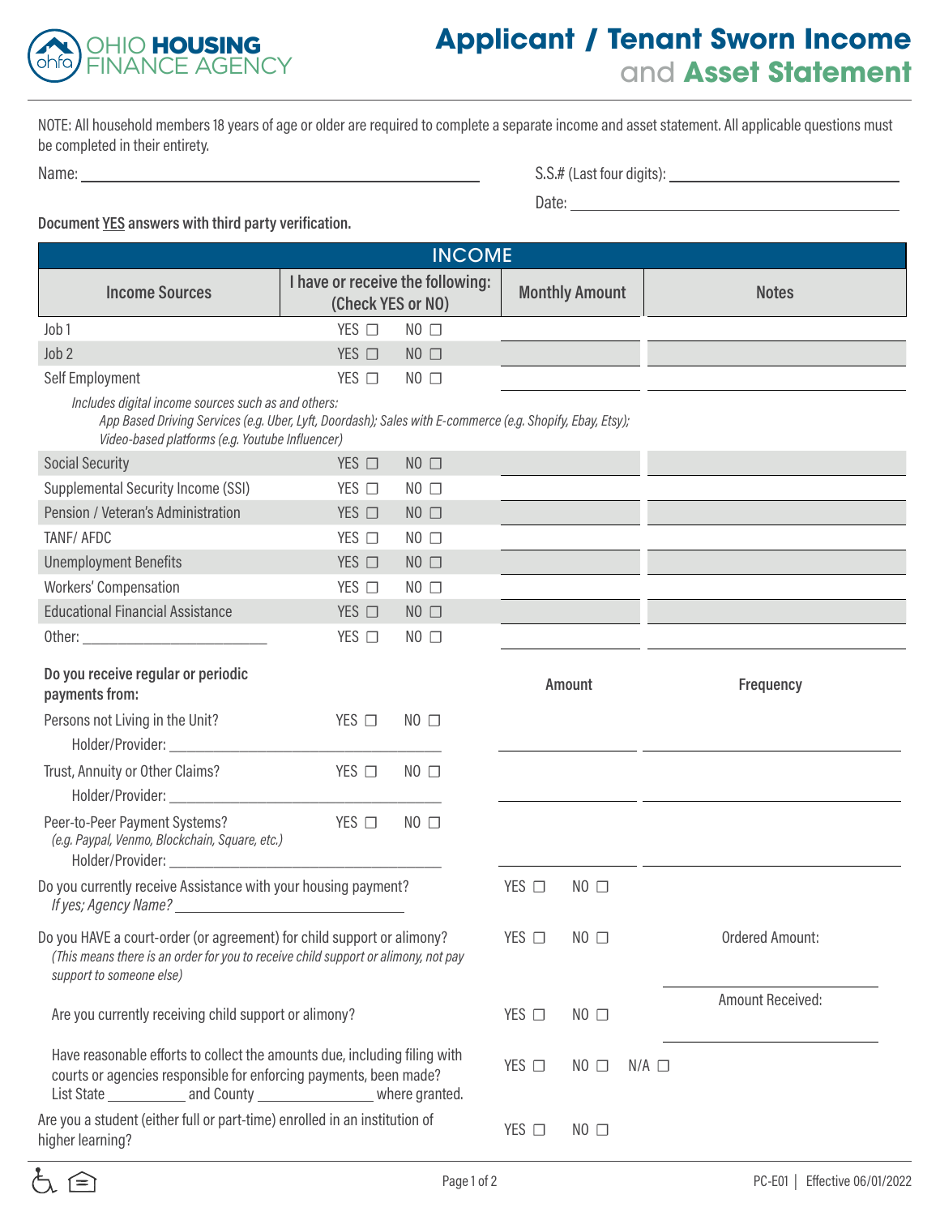# Applicant / Tenant Sworn Income and Asset Statement

OHIO HOUSING FINANCE AGENCY

NOTE: All household members 18 years of age or older are required to complete a separate income and asset statement. All applicable questions must be completed in their entirety.

Name: ______________________________ S.S.# (Last four digits): ______________________

Date: ______________________

**Document YES answers with third party verification.**

## INCOME

| Income Sources | I have or receive the following: (Check YES or NO) | Monthly Amount | Notes |
|---|---|---|---|
| Job 1 | YES ☐ NO ☐ | | |
| Job 2 | YES ☐ NO ☐ | | |
| Self Employment | YES ☐ NO ☐ | | |
| *Includes digital income sources such as and others: App Based Driving Services (e.g. Uber, Lyft, Doordash); Sales with E-commerce (e.g. Shopify, Ebay, Etsy); Video-based platforms (e.g. Youtube Influencer)* | | | |
| Social Security | YES ☐ NO ☐ | | |
| Supplemental Security Income (SSI) | YES ☐ NO ☐ | | |
| Pension / Veteran's Administration | YES ☐ NO ☐ | | |
| TANF/ AFDC | YES ☐ NO ☐ | | |
| Unemployment Benefits | YES ☐ NO ☐ | | |
| Workers' Compensation | YES ☐ NO ☐ | | |
| Educational Financial Assistance | YES ☐ NO ☐ | | |
| Other: ______________ | YES ☐ NO ☐ | | |

| **Do you receive regular or periodic payments from:** | | Amount | Frequency |
|---|---|---|---|
| Persons not Living in the Unit? Holder/Provider: ______________ | YES ☐ NO ☐ | | |
| Trust, Annuity or Other Claims? Holder/Provider: ______________ | YES ☐ NO ☐ | | |
| Peer-to-Peer Payment Systems? *(e.g. Paypal, Venmo, Blockchain, Square, etc.)* Holder/Provider: ______________ | YES ☐ NO ☐ | | |

Do you currently receive Assistance with your housing payment? YES ☐ NO ☐
*If yes; Agency Name?* ______________

Do you HAVE a court-order (or agreement) for child support or alimony? YES ☐ NO ☐ Ordered Amount: ______________
*(This means there is an order for you to receive child support or alimony, not pay support to someone else)*

Are you currently receiving child support or alimony? YES ☐ NO ☐ Amount Received: ______________

Have reasonable efforts to collect the amounts due, including filing with courts or agencies responsible for enforcing payments, been made? YES ☐ NO ☐ N/A ☐
List State __________ and County ______________ where granted.

Are you a student (either full or part-time) enrolled in an institution of higher learning? YES ☐ NO ☐

PC-E01 | Effective 06/01/2022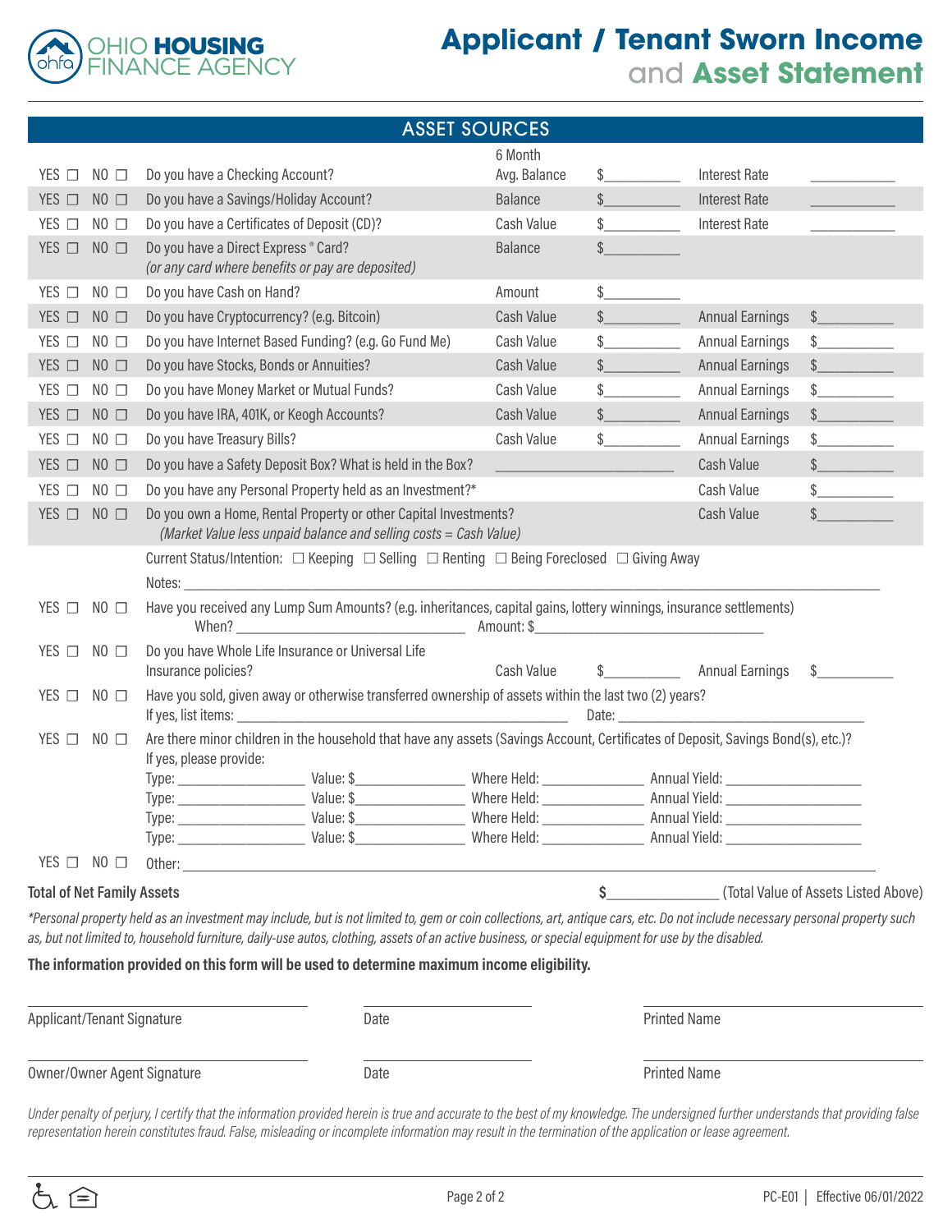# Applicant / Tenant Sworn Income and Asset Statement

## ASSET SOURCES

| | | | | | | |
|---|---|---|---|---|---|---|
| YES ☐ NO ☐ | Do you have a Checking Account? | 6 Month Avg. Balance | $__________ | Interest Rate | __________ |
| YES ☐ NO ☐ | Do you have a Savings/Holiday Account? | Balance | $__________ | Interest Rate | __________ |
| YES ☐ NO ☐ | Do you have a Certificates of Deposit (CD)? | Cash Value | $__________ | Interest Rate | __________ |
| YES ☐ NO ☐ | Do you have a Direct Express ® Card? *(or any card where benefits or pay are deposited)* | Balance | $__________ | | |
| YES ☐ NO ☐ | Do you have Cash on Hand? | Amount | $__________ | | |
| YES ☐ NO ☐ | Do you have Cryptocurrency? (e.g. Bitcoin) | Cash Value | $__________ | Annual Earnings | $__________ |
| YES ☐ NO ☐ | Do you have Internet Based Funding? (e.g. Go Fund Me) | Cash Value | $__________ | Annual Earnings | $__________ |
| YES ☐ NO ☐ | Do you have Stocks, Bonds or Annuities? | Cash Value | $__________ | Annual Earnings | $__________ |
| YES ☐ NO ☐ | Do you have Money Market or Mutual Funds? | Cash Value | $__________ | Annual Earnings | $__________ |
| YES ☐ NO ☐ | Do you have IRA, 401K, or Keogh Accounts? | Cash Value | $__________ | Annual Earnings | $__________ |
| YES ☐ NO ☐ | Do you have Treasury Bills? | Cash Value | $__________ | Annual Earnings | $__________ |
| YES ☐ NO ☐ | Do you have a Safety Deposit Box? What is held in the Box? | __________________ | | Cash Value | $__________ |
| YES ☐ NO ☐ | Do you have any Personal Property held as an Investment?* | | | Cash Value | $__________ |
| YES ☐ NO ☐ | Do you own a Home, Rental Property or other Capital Investments? *(Market Value less unpaid balance and selling costs = Cash Value)* | | | Cash Value | $__________ |

Current Status/Intention: ☐ Keeping ☐ Selling ☐ Renting ☐ Being Foreclosed ☐ Giving Away

Notes: ______________________________________________

YES ☐ NO ☐ Have you received any Lump Sum Amounts? (e.g. inheritances, capital gains, lottery winnings, insurance settlements)
When? ____________________ Amount: $____________________

YES ☐ NO ☐ Do you have Whole Life Insurance or Universal Life Insurance policies? Cash Value $__________ Annual Earnings $__________

YES ☐ NO ☐ Have you sold, given away or otherwise transferred ownership of assets within the last two (2) years?
If yes, list items: ______________________________ Date: ____________________

YES ☐ NO ☐ Are there minor children in the household that have any assets (Savings Account, Certificates of Deposit, Savings Bond(s), etc.)?
If yes, please provide:

Type: ____________ Value: $____________ Where Held: ____________ Annual Yield: ____________
Type: ____________ Value: $____________ Where Held: ____________ Annual Yield: ____________
Type: ____________ Value: $____________ Where Held: ____________ Annual Yield: ____________
Type: ____________ Value: $____________ Where Held: ____________ Annual Yield: ____________

YES ☐ NO ☐ Other: ______________________________________________

**Total of Net Family Assets** $____________ (Total Value of Assets Listed Above)

*\*Personal property held as an investment may include, but is not limited to, gem or coin collections, art, antique cars, etc. Do not include necessary personal property such as, but not limited to, household furniture, daily-use autos, clothing, assets of an active business, or special equipment for use by the disabled.*

**The information provided on this form will be used to determine maximum income eligibility.**

______________________ ______________ ______________________
Applicant/Tenant Signature Date Printed Name

______________________ ______________ ______________________
Owner/Owner Agent Signature Date Printed Name

*Under penalty of perjury, I certify that the information provided herein is true and accurate to the best of my knowledge. The undersigned further understands that providing false representation herein constitutes fraud. False, misleading or incomplete information may result in the termination of the application or lease agreement.*

PC-E01 | Effective 06/01/2022